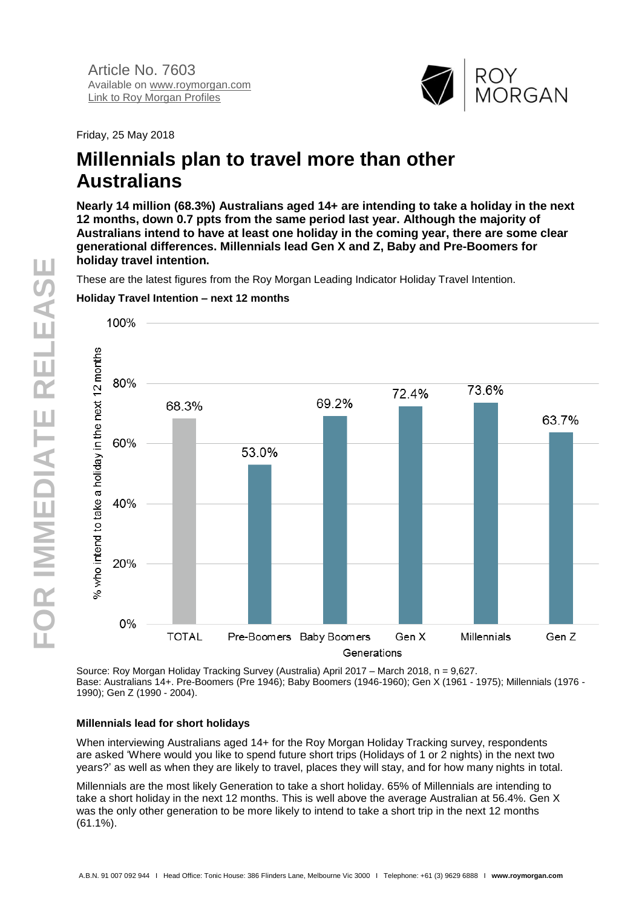Article No. 7603
Available on www.roymorgan.com
Link to Roy Morgan Profiles

Friday, 25 May 2018

# Millennials plan to travel more than other Australians

**Nearly 14 million (68.3%) Australians aged 14+ are intending to take a holiday in the next 12 months, down 0.7 ppts from the same period last year. Although the majority of Australians intend to have at least one holiday in the coming year, there are some clear generational differences. Millennials lead Gen X and Z, Baby and Pre-Boomers for holiday travel intention.**

These are the latest figures from the Roy Morgan Leading Indicator Holiday Travel Intention.

**Holiday Travel Intention – next 12 months**

| Generations | % who intend to take a holiday in the next 12 months |
| --- | --- |
| TOTAL | 68.3% |
| Pre-Boomers | 53.0% |
| Baby Boomers | 69.2% |
| Gen X | 72.4% |
| Millennials | 73.6% |
| Gen Z | 63.7% |

Source: Roy Morgan Holiday Tracking Survey (Australia) April 2017 – March 2018, n = 9,627.
Base: Australians 14+. Pre-Boomers (Pre 1946); Baby Boomers (1946-1960); Gen X (1961 - 1975); Millennials (1976 - 1990); Gen Z (1990 - 2004).

### Millennials lead for short holidays

When interviewing Australians aged 14+ for the Roy Morgan Holiday Tracking survey, respondents are asked 'Where would you like to spend future short trips (Holidays of 1 or 2 nights) in the next two years?' as well as when they are likely to travel, places they will stay, and for how many nights in total.

Millennials are the most likely Generation to take a short holiday. 65% of Millennials are intending to take a short holiday in the next 12 months. This is well above the average Australian at 56.4%. Gen X was the only other generation to be more likely to intend to take a short trip in the next 12 months (61.1%).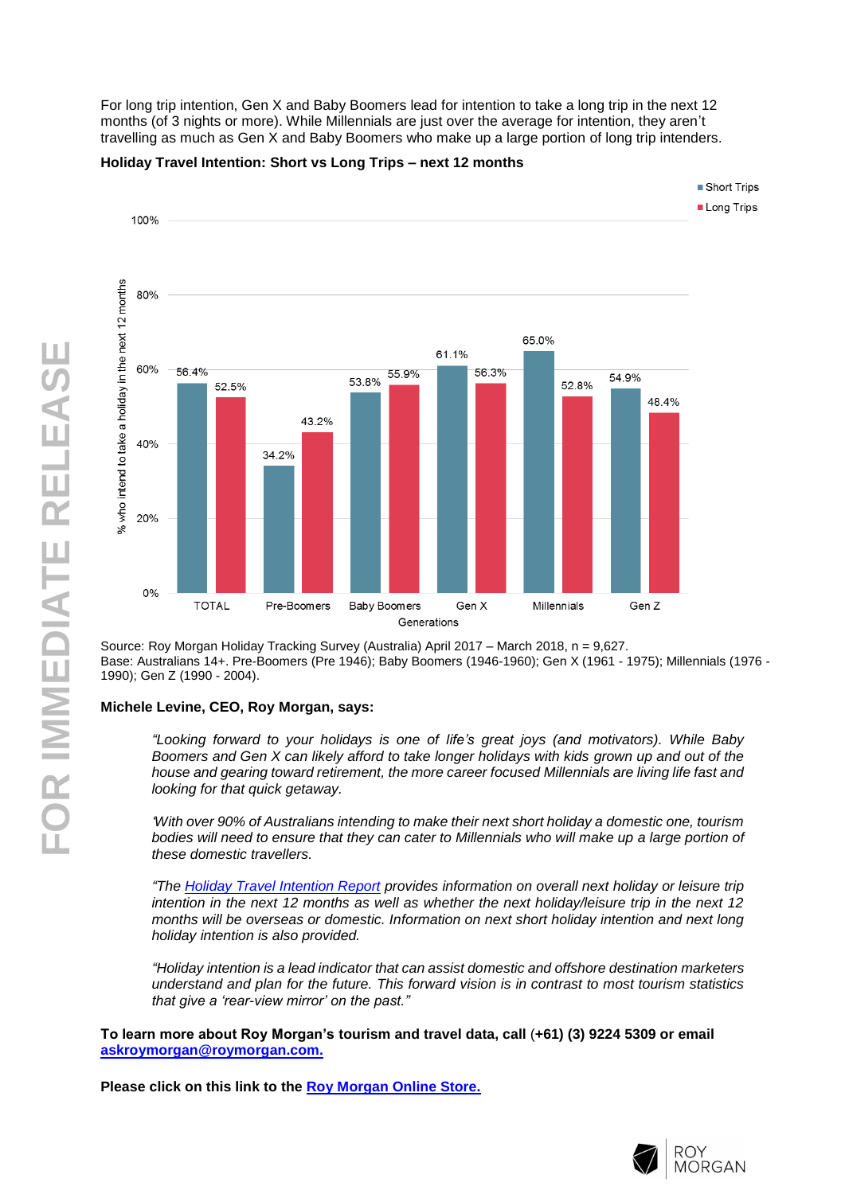For long trip intention, Gen X and Baby Boomers lead for intention to take a long trip in the next 12 months (of 3 nights or more). While Millennials are just over the average for intention, they aren't travelling as much as Gen X and Baby Boomers who make up a large portion of long trip intenders.

**Holiday Travel Intention: Short vs Long Trips – next 12 months**

| Generations | Short Trips | Long Trips |
|---|---|---|
| TOTAL | 56.4% | 52.5% |
| Pre-Boomers | 34.2% | 43.2% |
| Baby Boomers | 53.8% | 55.9% |
| Gen X | 61.1% | 56.3% |
| Millennials | 65.0% | 52.8% |
| Gen Z | 54.9% | 48.4% |

% who intend to take a holiday in the next 12 months

Source: Roy Morgan Holiday Tracking Survey (Australia) April 2017 – March 2018, n = 9,627.
Base: Australians 14+. Pre-Boomers (Pre 1946); Baby Boomers (1946-1960); Gen X (1961 - 1975); Millennials (1976 - 1990); Gen Z (1990 - 2004).

**Michele Levine, CEO, Roy Morgan, says:**

> *"Looking forward to your holidays is one of life's great joys (and motivators). While Baby Boomers and Gen X can likely afford to take longer holidays with kids grown up and out of the house and gearing toward retirement, the more career focused Millennials are living life fast and looking for that quick getaway.*
>
> *'With over 90% of Australians intending to make their next short holiday a domestic one, tourism bodies will need to ensure that they can cater to Millennials who will make up a large portion of these domestic travellers.*
>
> *"The Holiday Travel Intention Report provides information on overall next holiday or leisure trip intention in the next 12 months as well as whether the next holiday/leisure trip in the next 12 months will be overseas or domestic. Information on next short holiday intention and next long holiday intention is also provided.*
>
> *"Holiday intention is a lead indicator that can assist domestic and offshore destination marketers understand and plan for the future. This forward vision is in contrast to most tourism statistics that give a 'rear-view mirror' on the past."*

**To learn more about Roy Morgan's tourism and travel data, call (+61) (3) 9224 5309 or email askroymorgan@roymorgan.com.**

**Please click on this link to the Roy Morgan Online Store.**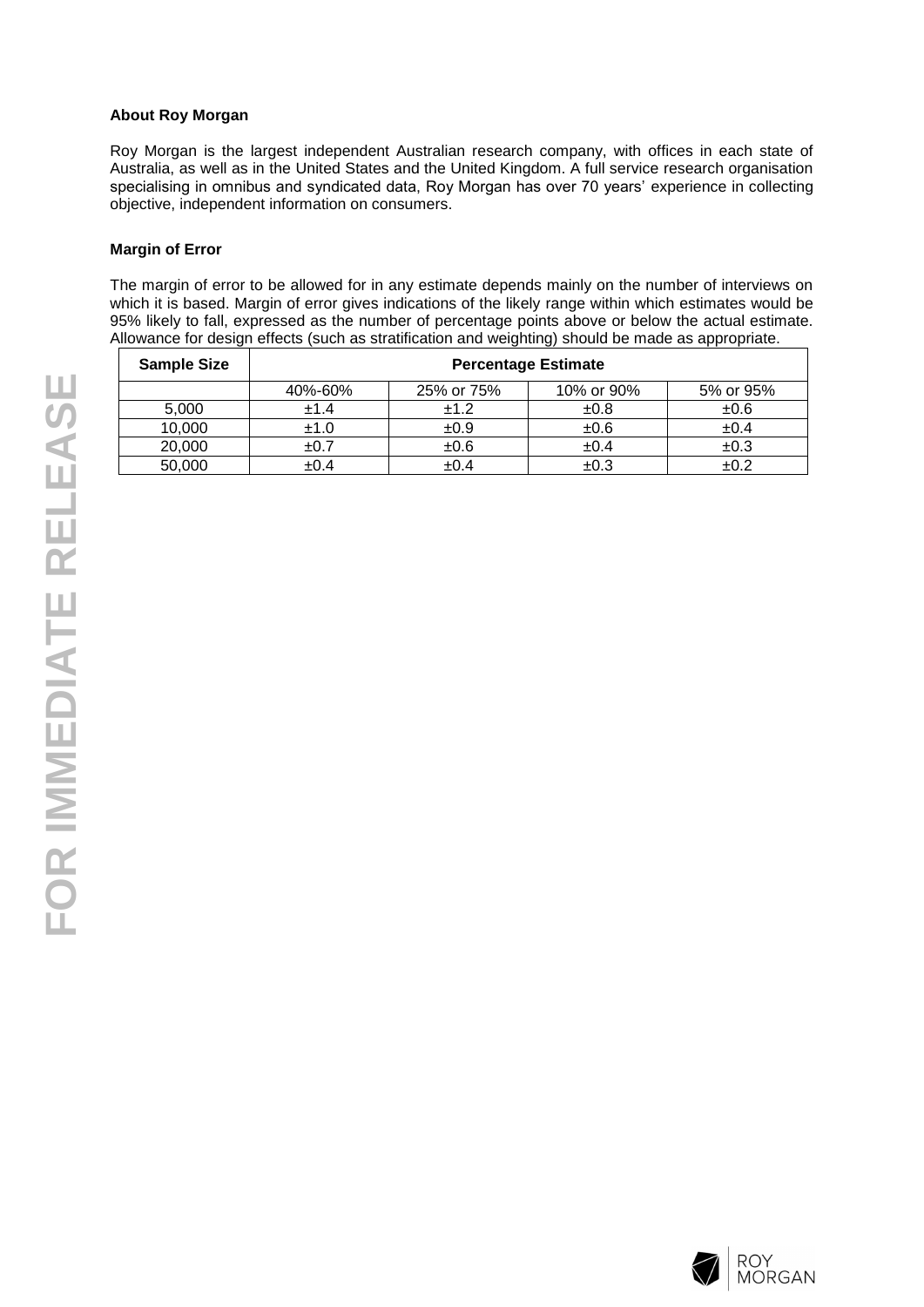**About Roy Morgan**

Roy Morgan is the largest independent Australian research company, with offices in each state of Australia, as well as in the United States and the United Kingdom. A full service research organisation specialising in omnibus and syndicated data, Roy Morgan has over 70 years' experience in collecting objective, independent information on consumers.

**Margin of Error**

The margin of error to be allowed for in any estimate depends mainly on the number of interviews on which it is based. Margin of error gives indications of the likely range within which estimates would be 95% likely to fall, expressed as the number of percentage points above or below the actual estimate. Allowance for design effects (such as stratification and weighting) should be made as appropriate.

| Sample Size | Percentage Estimate | | | |
|---|---|---|---|---|
| | 40%-60% | 25% or 75% | 10% or 90% | 5% or 95% |
| 5,000 | ±1.4 | ±1.2 | ±0.8 | ±0.6 |
| 10,000 | ±1.0 | ±0.9 | ±0.6 | ±0.4 |
| 20,000 | ±0.7 | ±0.6 | ±0.4 | ±0.3 |
| 50,000 | ±0.4 | ±0.4 | ±0.3 | ±0.2 |